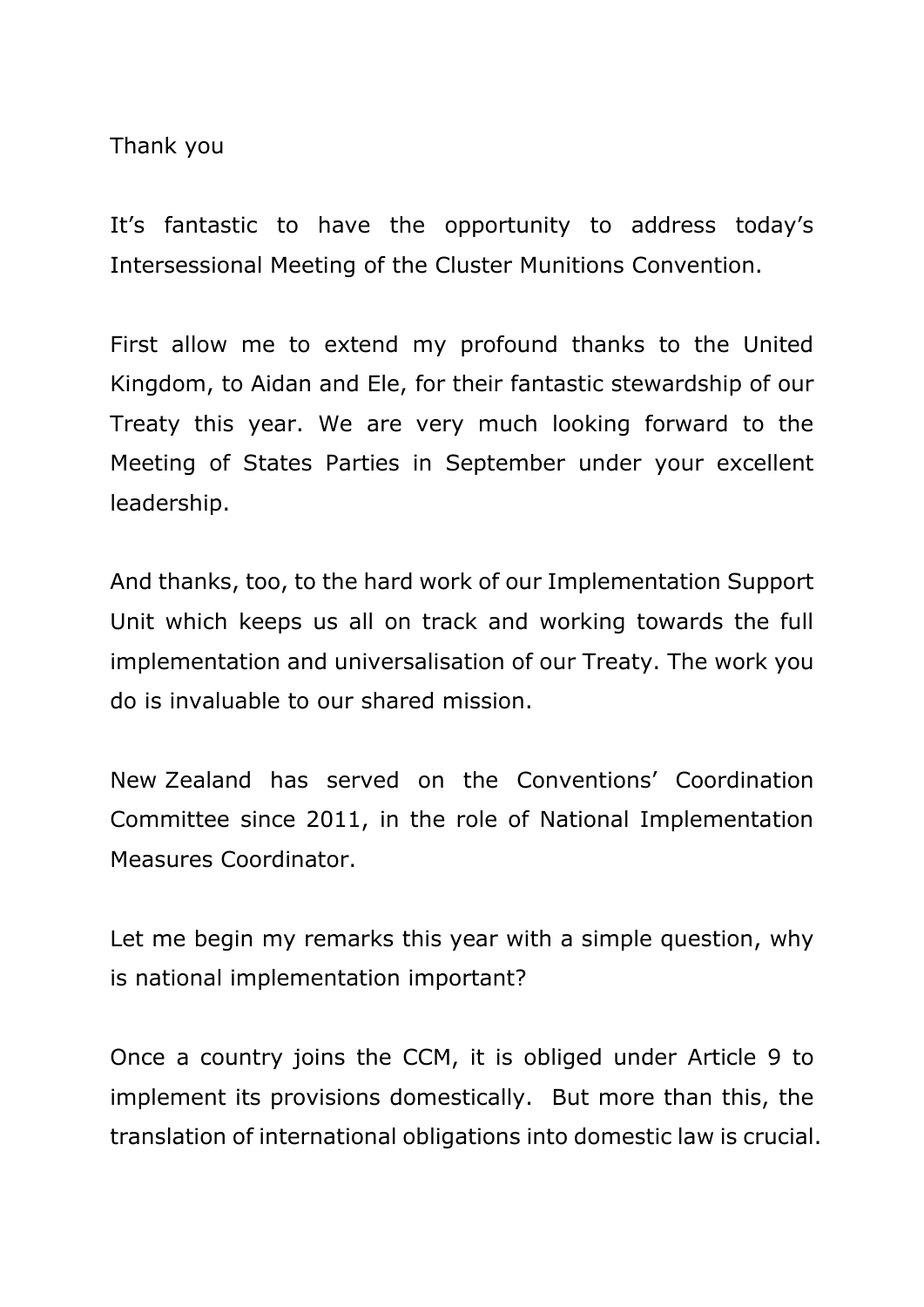Thank you

It's fantastic to have the opportunity to address today's Intersessional Meeting of the Cluster Munitions Convention.

First allow me to extend my profound thanks to the United Kingdom, to Aidan and Ele, for their fantastic stewardship of our Treaty this year. We are very much looking forward to the Meeting of States Parties in September under your excellent leadership.

And thanks, too, to the hard work of our Implementation Support Unit which keeps us all on track and working towards the full implementation and universalisation of our Treaty. The work you do is invaluable to our shared mission.

New Zealand has served on the Conventions' Coordination Committee since 2011, in the role of National Implementation Measures Coordinator.

Let me begin my remarks this year with a simple question, why is national implementation important?

Once a country joins the CCM, it is obliged under Article 9 to implement its provisions domestically. But more than this, the translation of international obligations into domestic law is crucial.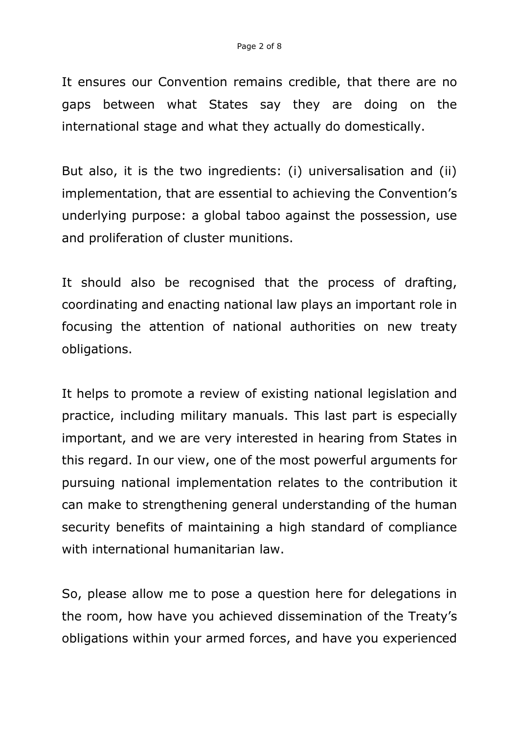It ensures our Convention remains credible, that there are no gaps between what States say they are doing on the international stage and what they actually do domestically.

But also, it is the two ingredients: (i) universalisation and (ii) implementation, that are essential to achieving the Convention's underlying purpose: a global taboo against the possession, use and proliferation of cluster munitions.

It should also be recognised that the process of drafting, coordinating and enacting national law plays an important role in focusing the attention of national authorities on new treaty obligations.

It helps to promote a review of existing national legislation and practice, including military manuals. This last part is especially important, and we are very interested in hearing from States in this regard. In our view, one of the most powerful arguments for pursuing national implementation relates to the contribution it can make to strengthening general understanding of the human security benefits of maintaining a high standard of compliance with international humanitarian law.

So, please allow me to pose a question here for delegations in the room, how have you achieved dissemination of the Treaty's obligations within your armed forces, and have you experienced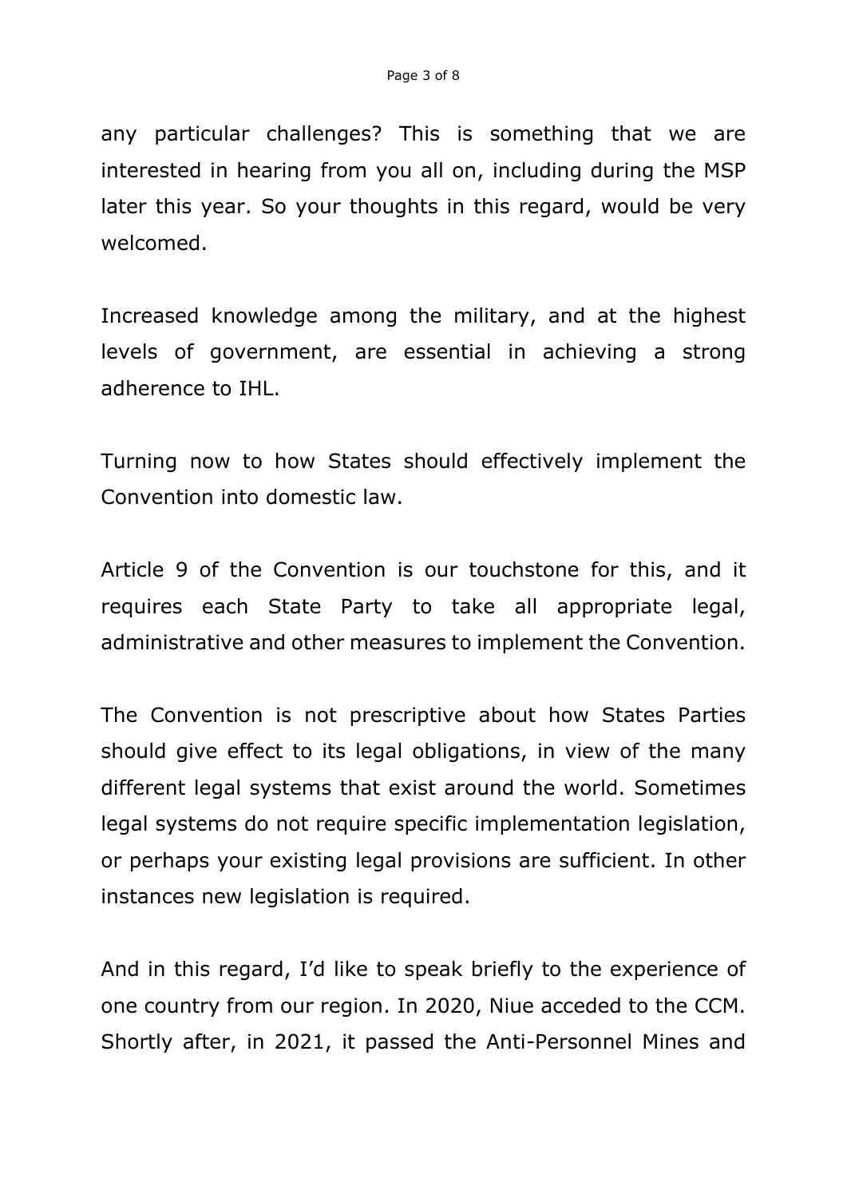any particular challenges? This is something that we are interested in hearing from you all on, including during the MSP later this year. So your thoughts in this regard, would be very welcomed.

Increased knowledge among the military, and at the highest levels of government, are essential in achieving a strong adherence to IHL.

Turning now to how States should effectively implement the Convention into domestic law.

Article 9 of the Convention is our touchstone for this, and it requires each State Party to take all appropriate legal, administrative and other measures to implement the Convention.

The Convention is not prescriptive about how States Parties should give effect to its legal obligations, in view of the many different legal systems that exist around the world. Sometimes legal systems do not require specific implementation legislation, or perhaps your existing legal provisions are sufficient. In other instances new legislation is required.

And in this regard, I'd like to speak briefly to the experience of one country from our region. In 2020, Niue acceded to the CCM. Shortly after, in 2021, it passed the Anti-Personnel Mines and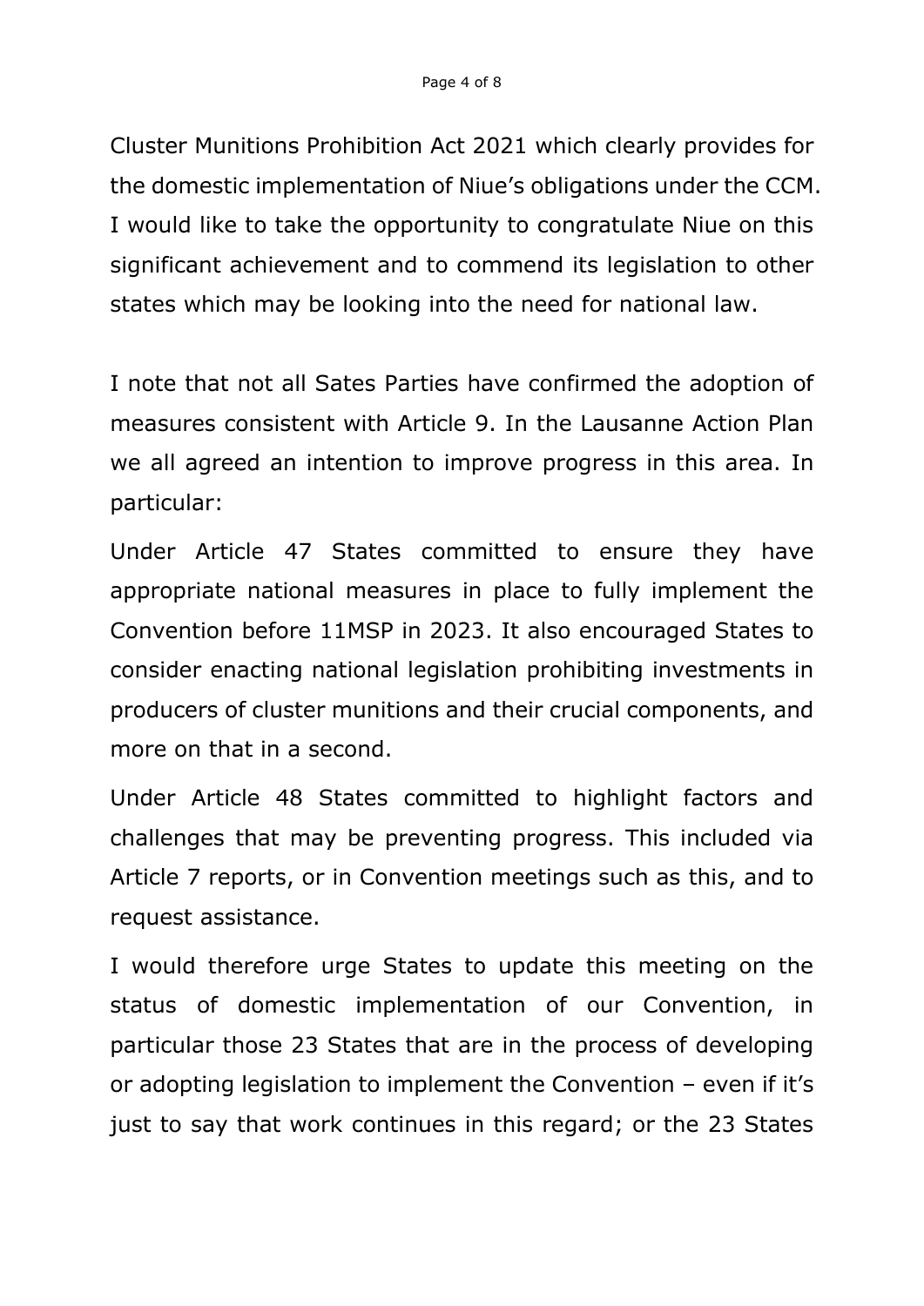Cluster Munitions Prohibition Act 2021 which clearly provides for the domestic implementation of Niue's obligations under the CCM. I would like to take the opportunity to congratulate Niue on this significant achievement and to commend its legislation to other states which may be looking into the need for national law.

I note that not all Sates Parties have confirmed the adoption of measures consistent with Article 9. In the Lausanne Action Plan we all agreed an intention to improve progress in this area. In particular:

Under Article 47 States committed to ensure they have appropriate national measures in place to fully implement the Convention before 11MSP in 2023. It also encouraged States to consider enacting national legislation prohibiting investments in producers of cluster munitions and their crucial components, and more on that in a second.

Under Article 48 States committed to highlight factors and challenges that may be preventing progress. This included via Article 7 reports, or in Convention meetings such as this, and to request assistance.

I would therefore urge States to update this meeting on the status of domestic implementation of our Convention, in particular those 23 States that are in the process of developing or adopting legislation to implement the Convention – even if it's just to say that work continues in this regard; or the 23 States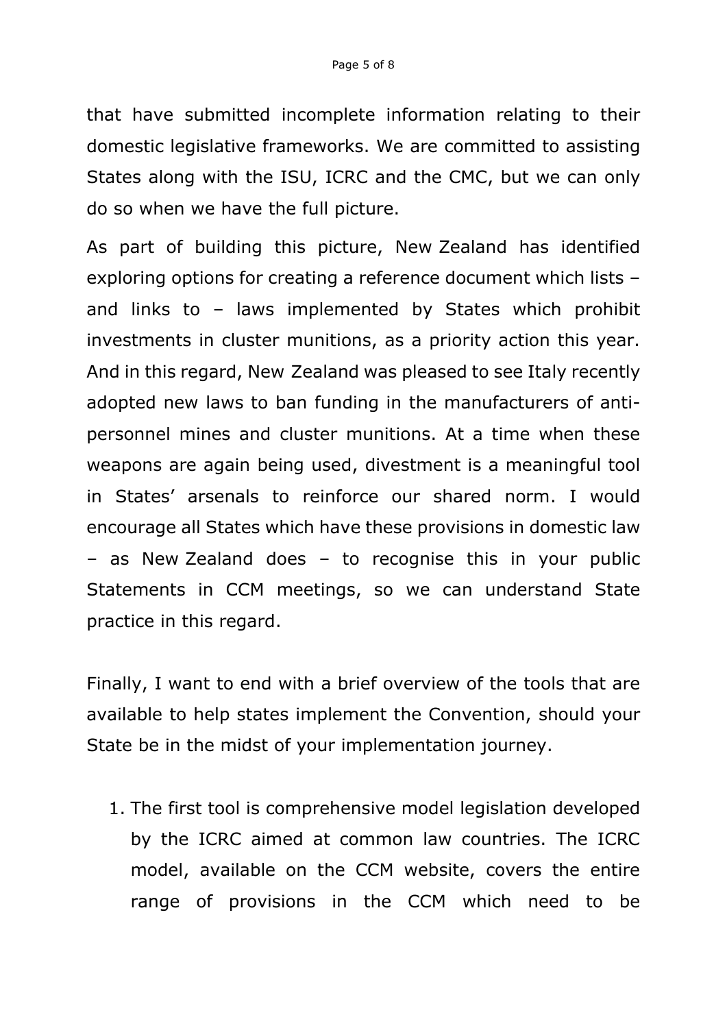that have submitted incomplete information relating to their domestic legislative frameworks. We are committed to assisting States along with the ISU, ICRC and the CMC, but we can only do so when we have the full picture.

As part of building this picture, New Zealand has identified exploring options for creating a reference document which lists – and links to – laws implemented by States which prohibit investments in cluster munitions, as a priority action this year. And in this regard, New Zealand was pleased to see Italy recently adopted new laws to ban funding in the manufacturers of anti-personnel mines and cluster munitions. At a time when these weapons are again being used, divestment is a meaningful tool in States' arsenals to reinforce our shared norm. I would encourage all States which have these provisions in domestic law – as New Zealand does – to recognise this in your public Statements in CCM meetings, so we can understand State practice in this regard.

Finally, I want to end with a brief overview of the tools that are available to help states implement the Convention, should your State be in the midst of your implementation journey.

1. The first tool is comprehensive model legislation developed by the ICRC aimed at common law countries. The ICRC model, available on the CCM website, covers the entire range of provisions in the CCM which need to be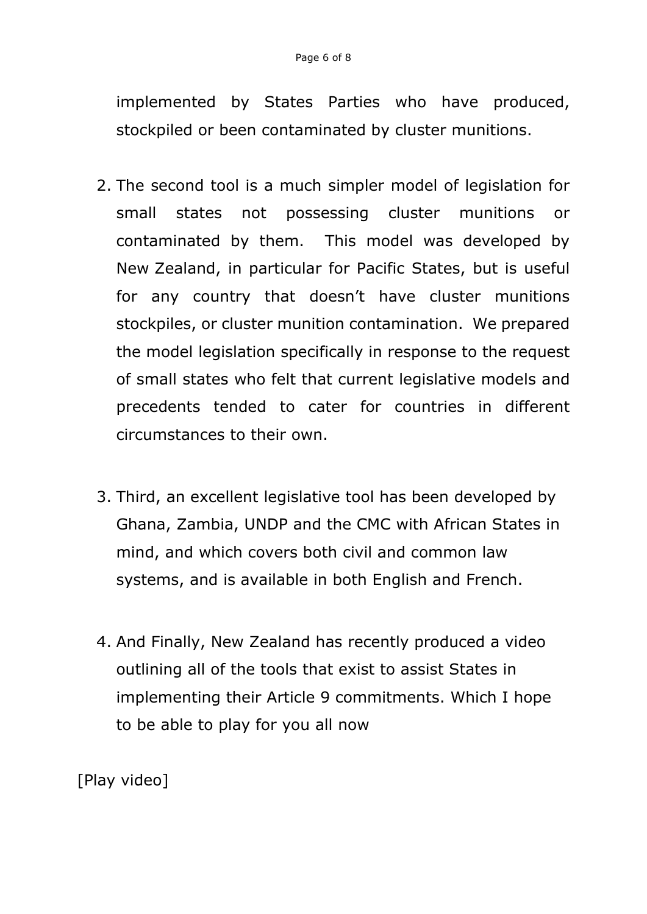implemented by States Parties who have produced, stockpiled or been contaminated by cluster munitions.

2. The second tool is a much simpler model of legislation for small states not possessing cluster munitions or contaminated by them. This model was developed by New Zealand, in particular for Pacific States, but is useful for any country that doesn't have cluster munitions stockpiles, or cluster munition contamination. We prepared the model legislation specifically in response to the request of small states who felt that current legislative models and precedents tended to cater for countries in different circumstances to their own.

3. Third, an excellent legislative tool has been developed by Ghana, Zambia, UNDP and the CMC with African States in mind, and which covers both civil and common law systems, and is available in both English and French.

4. And Finally, New Zealand has recently produced a video outlining all of the tools that exist to assist States in implementing their Article 9 commitments. Which I hope to be able to play for you all now

[Play video]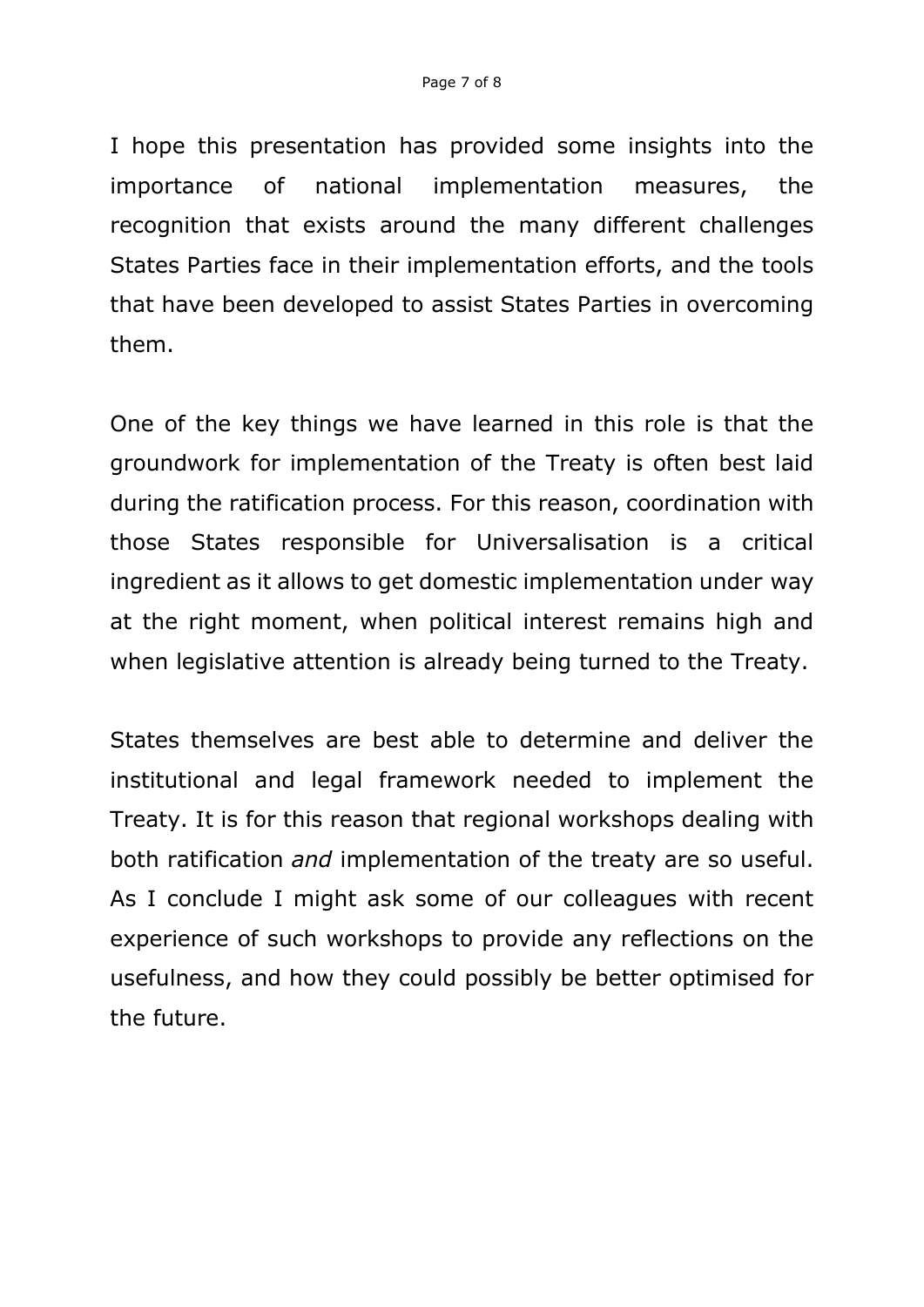I hope this presentation has provided some insights into the importance of national implementation measures, the recognition that exists around the many different challenges States Parties face in their implementation efforts, and the tools that have been developed to assist States Parties in overcoming them.

One of the key things we have learned in this role is that the groundwork for implementation of the Treaty is often best laid during the ratification process. For this reason, coordination with those States responsible for Universalisation is a critical ingredient as it allows to get domestic implementation under way at the right moment, when political interest remains high and when legislative attention is already being turned to the Treaty.

States themselves are best able to determine and deliver the institutional and legal framework needed to implement the Treaty. It is for this reason that regional workshops dealing with both ratification *and* implementation of the treaty are so useful. As I conclude I might ask some of our colleagues with recent experience of such workshops to provide any reflections on the usefulness, and how they could possibly be better optimised for the future.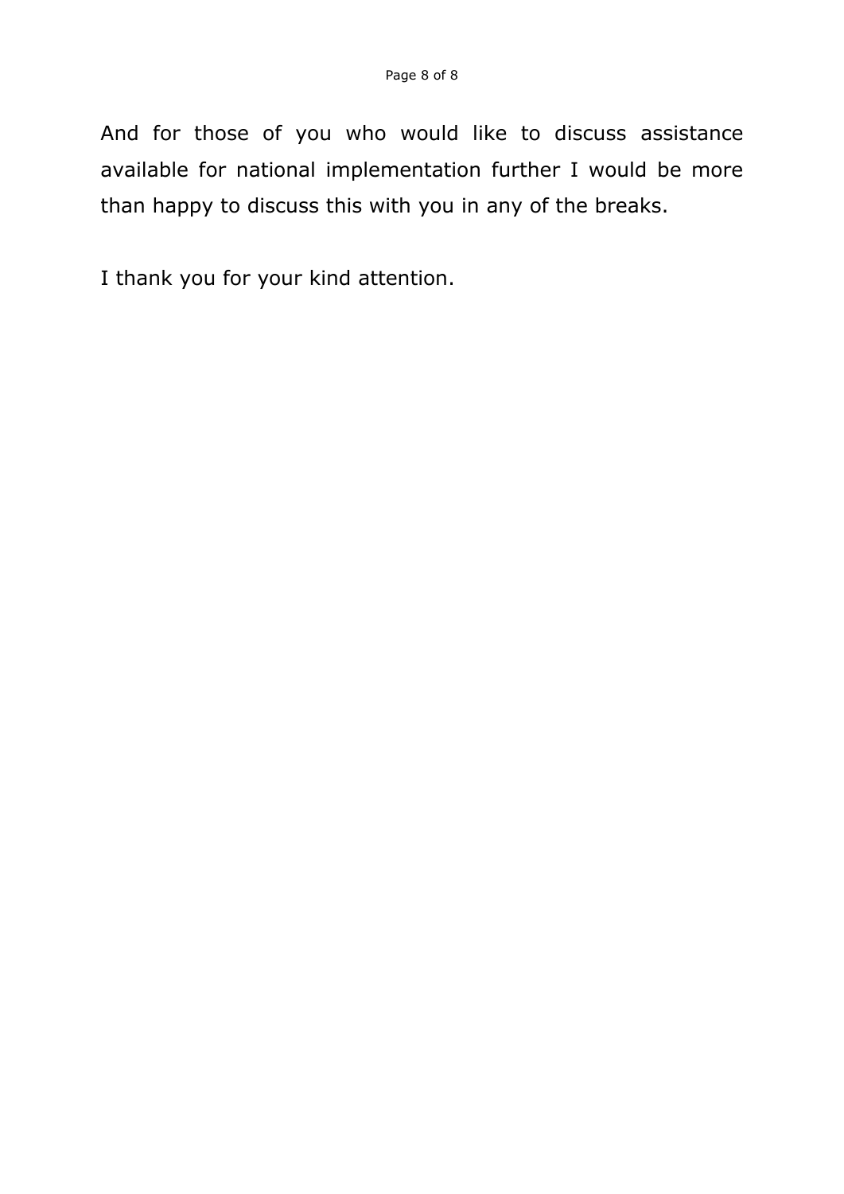And for those of you who would like to discuss assistance available for national implementation further I would be more than happy to discuss this with you in any of the breaks.

I thank you for your kind attention.